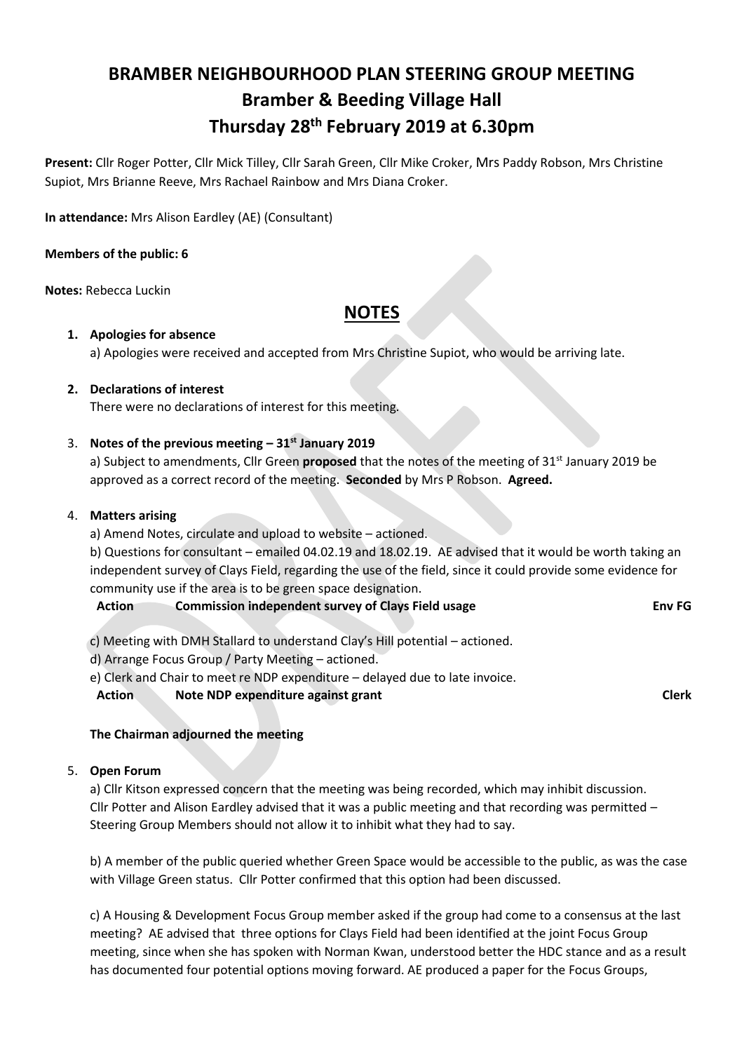# BRAMBER NEIGHBOURHOOD PLAN STEERING GROUP MEETING
# Bramber & Beeding Village Hall
# Thursday 28th February 2019 at 6.30pm

**Present:** Cllr Roger Potter, Cllr Mick Tilley, Cllr Sarah Green, Cllr Mike Croker, Mrs Paddy Robson, Mrs Christine Supiot, Mrs Brianne Reeve, Mrs Rachael Rainbow and Mrs Diana Croker.

**In attendance:** Mrs Alison Eardley (AE) (Consultant)

**Members of the public: 6**

**Notes:** Rebecca Luckin

## NOTES

1. **Apologies for absence**
   a) Apologies were received and accepted from Mrs Christine Supiot, who would be arriving late.

2. **Declarations of interest**
   There were no declarations of interest for this meeting.

3. **Notes of the previous meeting – 31st January 2019**
   a) Subject to amendments, Cllr Green **proposed** that the notes of the meeting of 31st January 2019 be approved as a correct record of the meeting. **Seconded** by Mrs P Robson. **Agreed.**

4. **Matters arising**
   a) Amend Notes, circulate and upload to website – actioned.
   b) Questions for consultant – emailed 04.02.19 and 18.02.19. AE advised that it would be worth taking an independent survey of Clays Field, regarding the use of the field, since it could provide some evidence for community use if the area is to be green space designation.

   **Action** **Commission independent survey of Clays Field usage** **Env FG**

   c) Meeting with DMH Stallard to understand Clay's Hill potential – actioned.
   d) Arrange Focus Group / Party Meeting – actioned.
   e) Clerk and Chair to meet re NDP expenditure – delayed due to late invoice.

   **Action** **Note NDP expenditure against grant** **Clerk**

   **The Chairman adjourned the meeting**

5. **Open Forum**
   a) Cllr Kitson expressed concern that the meeting was being recorded, which may inhibit discussion. Cllr Potter and Alison Eardley advised that it was a public meeting and that recording was permitted – Steering Group Members should not allow it to inhibit what they had to say.

   b) A member of the public queried whether Green Space would be accessible to the public, as was the case with Village Green status. Cllr Potter confirmed that this option had been discussed.

   c) A Housing & Development Focus Group member asked if the group had come to a consensus at the last meeting? AE advised that three options for Clays Field had been identified at the joint Focus Group meeting, since when she has spoken with Norman Kwan, understood better the HDC stance and as a result has documented four potential options moving forward. AE produced a paper for the Focus Groups,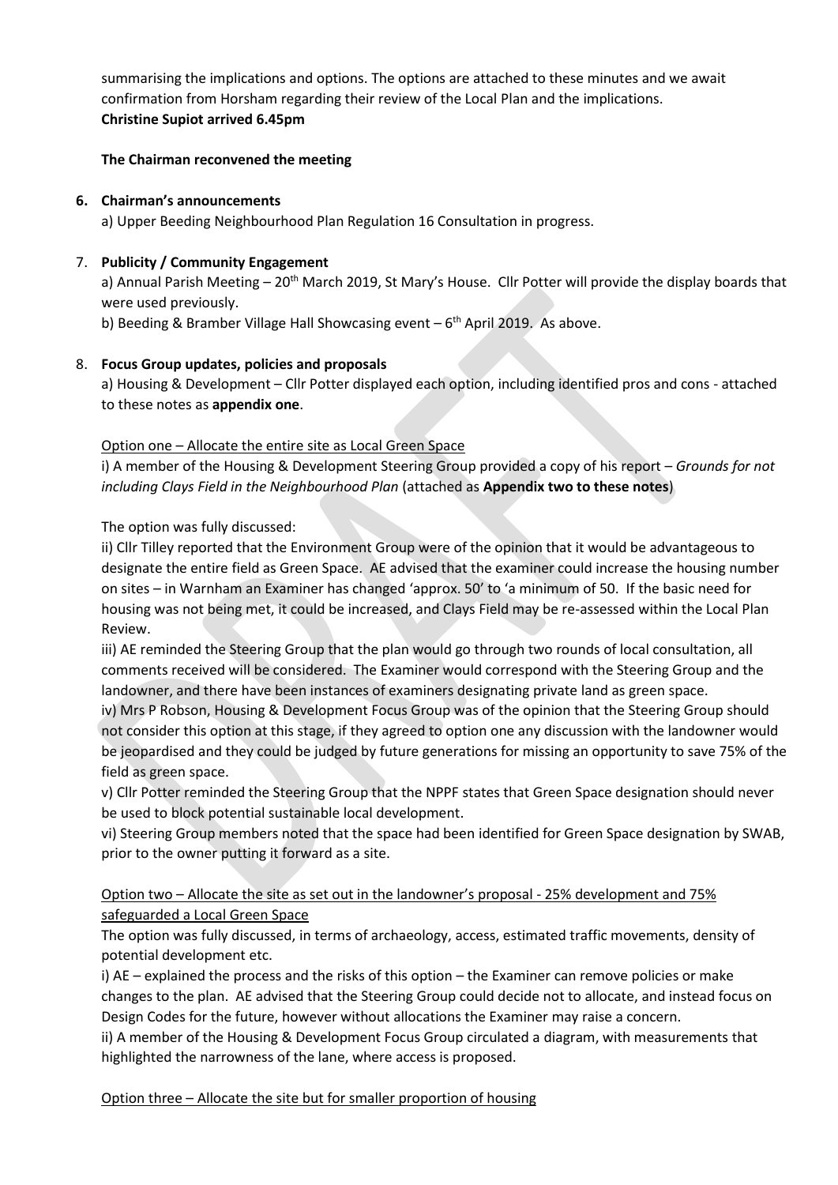summarising the implications and options. The options are attached to these minutes and we await confirmation from Horsham regarding their review of the Local Plan and the implications.
**Christine Supiot arrived 6.45pm**

**The Chairman reconvened the meeting**

**6. Chairman's announcements**

a) Upper Beeding Neighbourhood Plan Regulation 16 Consultation in progress.

7. **Publicity / Community Engagement**

a) Annual Parish Meeting – 20th March 2019, St Mary's House. Cllr Potter will provide the display boards that were used previously.

b) Beeding & Bramber Village Hall Showcasing event – 6th April 2019. As above.

8. **Focus Group updates, policies and proposals**

a) Housing & Development – Cllr Potter displayed each option, including identified pros and cons - attached to these notes as **appendix one**.

Option one – Allocate the entire site as Local Green Space

i) A member of the Housing & Development Steering Group provided a copy of his report – *Grounds for not including Clays Field in the Neighbourhood Plan* (attached as **Appendix two to these notes**)

The option was fully discussed:

ii) Cllr Tilley reported that the Environment Group were of the opinion that it would be advantageous to designate the entire field as Green Space. AE advised that the examiner could increase the housing number on sites – in Warnham an Examiner has changed 'approx. 50' to 'a minimum of 50. If the basic need for housing was not being met, it could be increased, and Clays Field may be re-assessed within the Local Plan Review.

iii) AE reminded the Steering Group that the plan would go through two rounds of local consultation, all comments received will be considered. The Examiner would correspond with the Steering Group and the landowner, and there have been instances of examiners designating private land as green space.

iv) Mrs P Robson, Housing & Development Focus Group was of the opinion that the Steering Group should not consider this option at this stage, if they agreed to option one any discussion with the landowner would be jeopardised and they could be judged by future generations for missing an opportunity to save 75% of the field as green space.

v) Cllr Potter reminded the Steering Group that the NPPF states that Green Space designation should never be used to block potential sustainable local development.

vi) Steering Group members noted that the space had been identified for Green Space designation by SWAB, prior to the owner putting it forward as a site.

Option two – Allocate the site as set out in the landowner's proposal - 25% development and 75% safeguarded a Local Green Space

The option was fully discussed, in terms of archaeology, access, estimated traffic movements, density of potential development etc.

i) AE – explained the process and the risks of this option – the Examiner can remove policies or make changes to the plan. AE advised that the Steering Group could decide not to allocate, and instead focus on Design Codes for the future, however without allocations the Examiner may raise a concern.

ii) A member of the Housing & Development Focus Group circulated a diagram, with measurements that highlighted the narrowness of the lane, where access is proposed.

Option three – Allocate the site but for smaller proportion of housing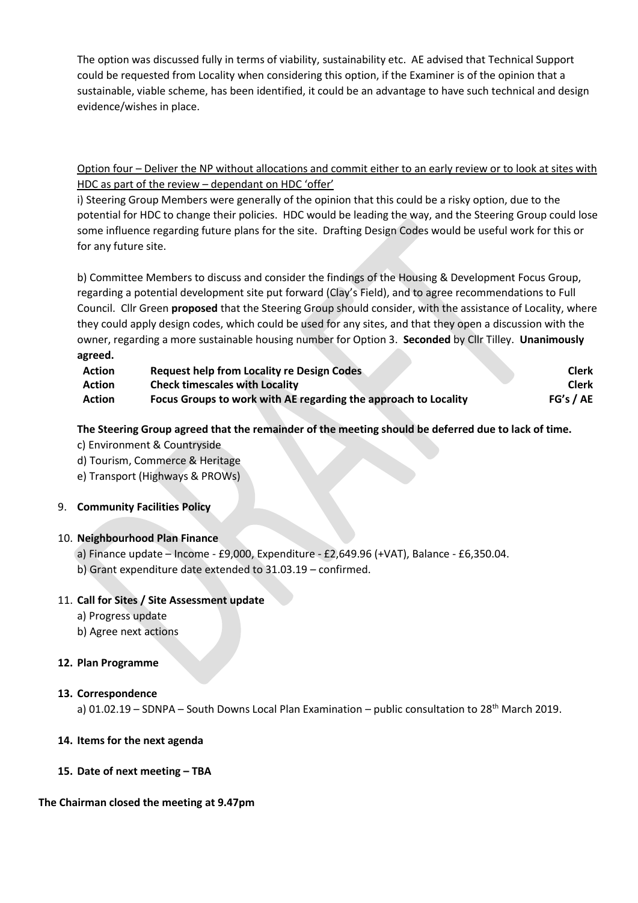The option was discussed fully in terms of viability, sustainability etc. AE advised that Technical Support could be requested from Locality when considering this option, if the Examiner is of the opinion that a sustainable, viable scheme, has been identified, it could be an advantage to have such technical and design evidence/wishes in place.

<u>Option four – Deliver the NP without allocations and commit either to an early review or to look at sites with HDC as part of the review – dependant on HDC 'offer'</u>

i) Steering Group Members were generally of the opinion that this could be a risky option, due to the potential for HDC to change their policies. HDC would be leading the way, and the Steering Group could lose some influence regarding future plans for the site. Drafting Design Codes would be useful work for this or for any future site.

b) Committee Members to discuss and consider the findings of the Housing & Development Focus Group, regarding a potential development site put forward (Clay's Field), and to agree recommendations to Full Council. Cllr Green **proposed** that the Steering Group should consider, with the assistance of Locality, where they could apply design codes, which could be used for any sites, and that they open a discussion with the owner, regarding a more sustainable housing number for Option 3. **Seconded** by Cllr Tilley. **Unanimously agreed.**

| | | |
|---|---|---|
| **Action** | **Request help from Locality re Design Codes** | **Clerk** |
| **Action** | **Check timescales with Locality** | **Clerk** |
| **Action** | **Focus Groups to work with AE regarding the approach to Locality** | **FG's / AE** |

**The Steering Group agreed that the remainder of the meeting should be deferred due to lack of time.**

c) Environment & Countryside
d) Tourism, Commerce & Heritage
e) Transport (Highways & PROWs)

9. **Community Facilities Policy**

10. **Neighbourhood Plan Finance**
    a) Finance update – Income - £9,000, Expenditure - £2,649.96 (+VAT), Balance - £6,350.04.
    b) Grant expenditure date extended to 31.03.19 – confirmed.

11. **Call for Sites / Site Assessment update**
    a) Progress update
    b) Agree next actions

12. **Plan Programme**

13. **Correspondence**
    a) 01.02.19 – SDNPA – South Downs Local Plan Examination – public consultation to 28th March 2019.

14. **Items for the next agenda**

15. **Date of next meeting – TBA**

**The Chairman closed the meeting at 9.47pm**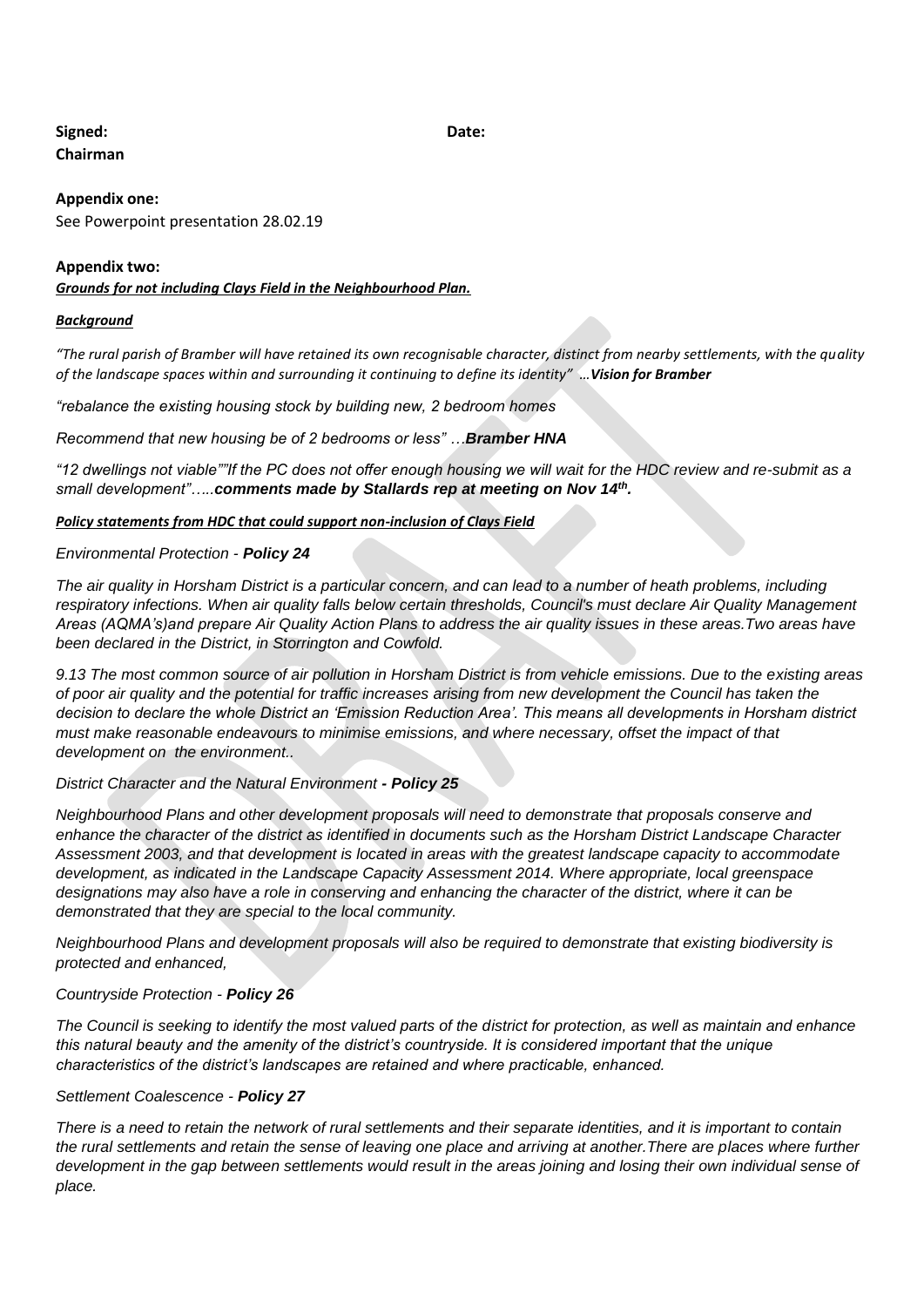**Signed:** **Date:**
**Chairman**

**Appendix one:**
See Powerpoint presentation 28.02.19

**Appendix two:**
***Grounds for not including Clays Field in the Neighbourhood Plan.***

***Background***

*"The rural parish of Bramber will have retained its own recognisable character, distinct from nearby settlements, with the quality of the landscape spaces within and surrounding it continuing to define its identity" …**Vision for Bramber***

*"rebalance the existing housing stock by building new, 2 bedroom homes*

*Recommend that new housing be of 2 bedrooms or less" …**Bramber HNA***

*"12 dwellings not viable""If the PC does not offer enough housing we will wait for the HDC review and re-submit as a small development"…..**comments made by Stallards rep at meeting on Nov 14th.***

***Policy statements from HDC that could support non-inclusion of Clays Field***

*Environmental Protection - **Policy 24***

*The air quality in Horsham District is a particular concern, and can lead to a number of heath problems, including respiratory infections. When air quality falls below certain thresholds, Council's must declare Air Quality Management Areas (AQMA's)and prepare Air Quality Action Plans to address the air quality issues in these areas.Two areas have been declared in the District, in Storrington and Cowfold.*

*9.13 The most common source of air pollution in Horsham District is from vehicle emissions. Due to the existing areas of poor air quality and the potential for traffic increases arising from new development the Council has taken the decision to declare the whole District an 'Emission Reduction Area'. This means all developments in Horsham district must make reasonable endeavours to minimise emissions, and where necessary, offset the impact of that development on the environment..*

*District Character and the Natural Environment **- Policy 25***

*Neighbourhood Plans and other development proposals will need to demonstrate that proposals conserve and enhance the character of the district as identified in documents such as the Horsham District Landscape Character Assessment 2003, and that development is located in areas with the greatest landscape capacity to accommodate development, as indicated in the Landscape Capacity Assessment 2014. Where appropriate, local greenspace designations may also have a role in conserving and enhancing the character of the district, where it can be demonstrated that they are special to the local community.*

*Neighbourhood Plans and development proposals will also be required to demonstrate that existing biodiversity is protected and enhanced,*

*Countryside Protection - **Policy 26***

*The Council is seeking to identify the most valued parts of the district for protection, as well as maintain and enhance this natural beauty and the amenity of the district's countryside. It is considered important that the unique characteristics of the district's landscapes are retained and where practicable, enhanced.*

*Settlement Coalescence - **Policy 27***

*There is a need to retain the network of rural settlements and their separate identities, and it is important to contain the rural settlements and retain the sense of leaving one place and arriving at another.There are places where further development in the gap between settlements would result in the areas joining and losing their own individual sense of place.*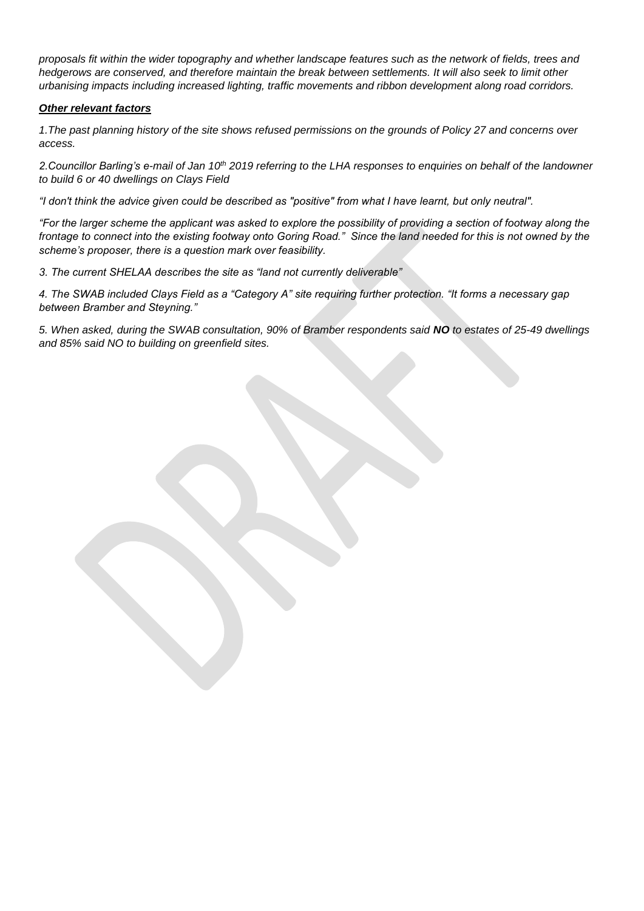*proposals fit within the wider topography and whether landscape features such as the network of fields, trees and hedgerows are conserved, and therefore maintain the break between settlements. It will also seek to limit other urbanising impacts including increased lighting, traffic movements and ribbon development along road corridors.*

***Other relevant factors***

*1.The past planning history of the site shows refused permissions on the grounds of Policy 27 and concerns over access.*

*2.Councillor Barling's e-mail of Jan 10th 2019 referring to the LHA responses to enquiries on behalf of the landowner to build 6 or 40 dwellings on Clays Field*

*"I don't think the advice given could be described as "positive" from what I have learnt, but only neutral".*

*"For the larger scheme the applicant was asked to explore the possibility of providing a section of footway along the frontage to connect into the existing footway onto Goring Road." Since the land needed for this is not owned by the scheme's proposer, there is a question mark over feasibility.*

*3. The current SHELAA describes the site as "land not currently deliverable"*

*4. The SWAB included Clays Field as a "Category A" site requiring further protection. "It forms a necessary gap between Bramber and Steyning."*

*5. When asked, during the SWAB consultation, 90% of Bramber respondents said **NO** to estates of 25-49 dwellings and 85% said NO to building on greenfield sites.*